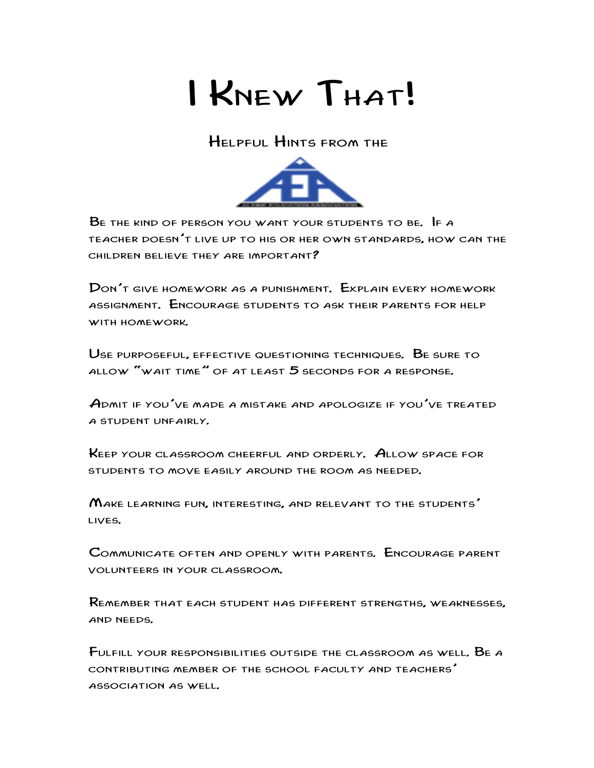# I Knew That!

## Helpful Hints from the

AEA

Be the kind of person you want your students to be. If a teacher doesn't live up to his or her own standards, how can the children believe they are important?

Don't give homework as a punishment. Explain every homework assignment. Encourage students to ask their parents for help with homework.

Use purposeful, effective questioning techniques. Be sure to allow "wait time" of at least 5 seconds for a response.

Admit if you've made a mistake and apologize if you've treated a student unfairly.

Keep your classroom cheerful and orderly. Allow space for students to move easily around the room as needed.

Make learning fun, interesting, and relevant to the students' lives.

Communicate often and openly with parents. Encourage parent volunteers in your classroom.

Remember that each student has different strengths, weaknesses, and needs.

Fulfill your responsibilities outside the classroom as well. Be a contributing member of the school faculty and teachers' association as well.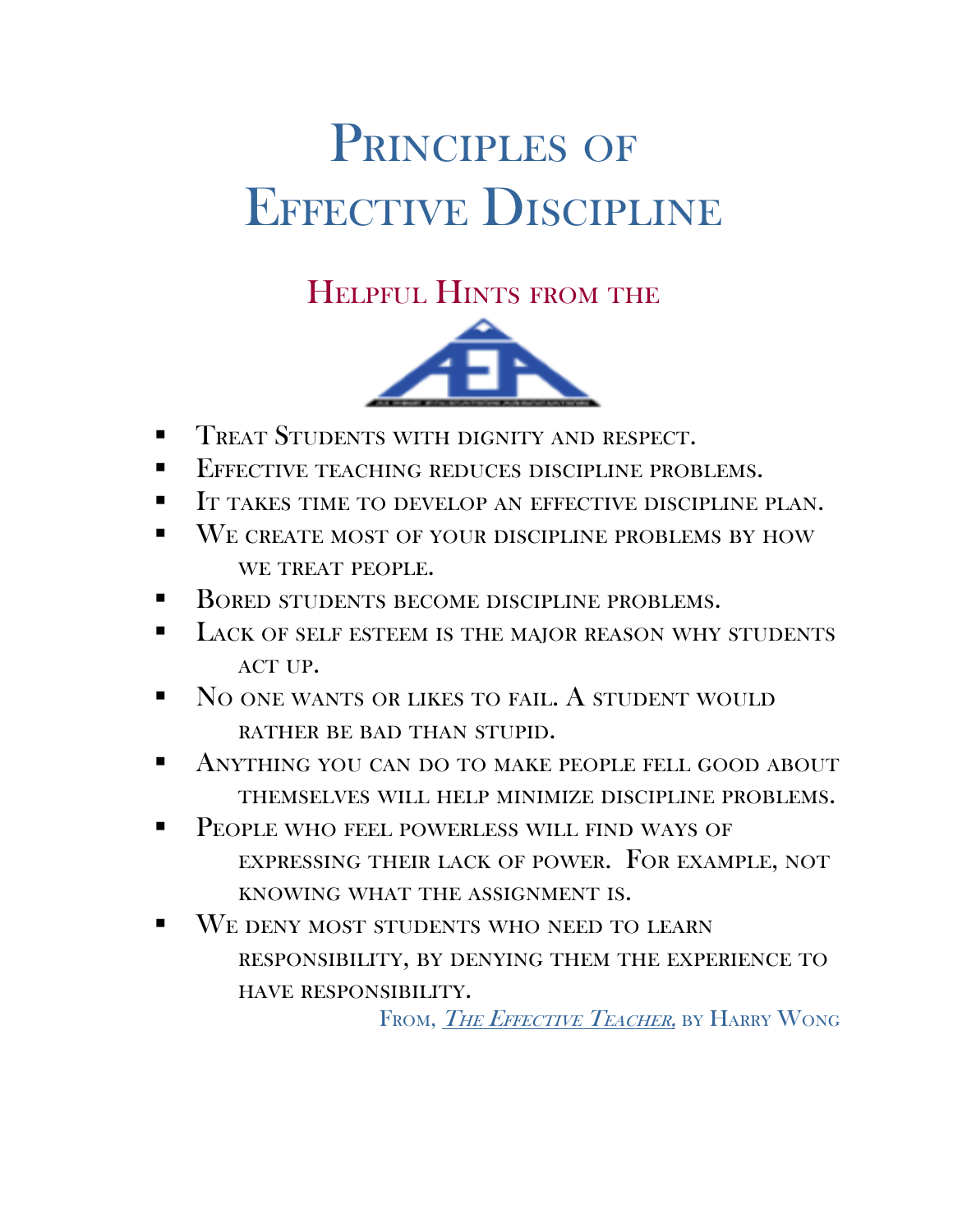# Principles of Effective Discipline

## Helpful Hints from the

- Treat Students with dignity and respect.
- Effective teaching reduces discipline problems.
- It takes time to develop an effective discipline plan.
- We create most of your discipline problems by how we treat people.
- Bored students become discipline problems.
- Lack of self esteem is the major reason why students act up.
- No one wants or likes to fail. A student would rather be bad than stupid.
- Anything you can do to make people fell good about themselves will help minimize discipline problems.
- People who feel powerless will find ways of expressing their lack of power. For example, not knowing what the assignment is.
- We deny most students who need to learn responsibility, by denying them the experience to have responsibility.

From, *The Effective Teacher,* by Harry Wong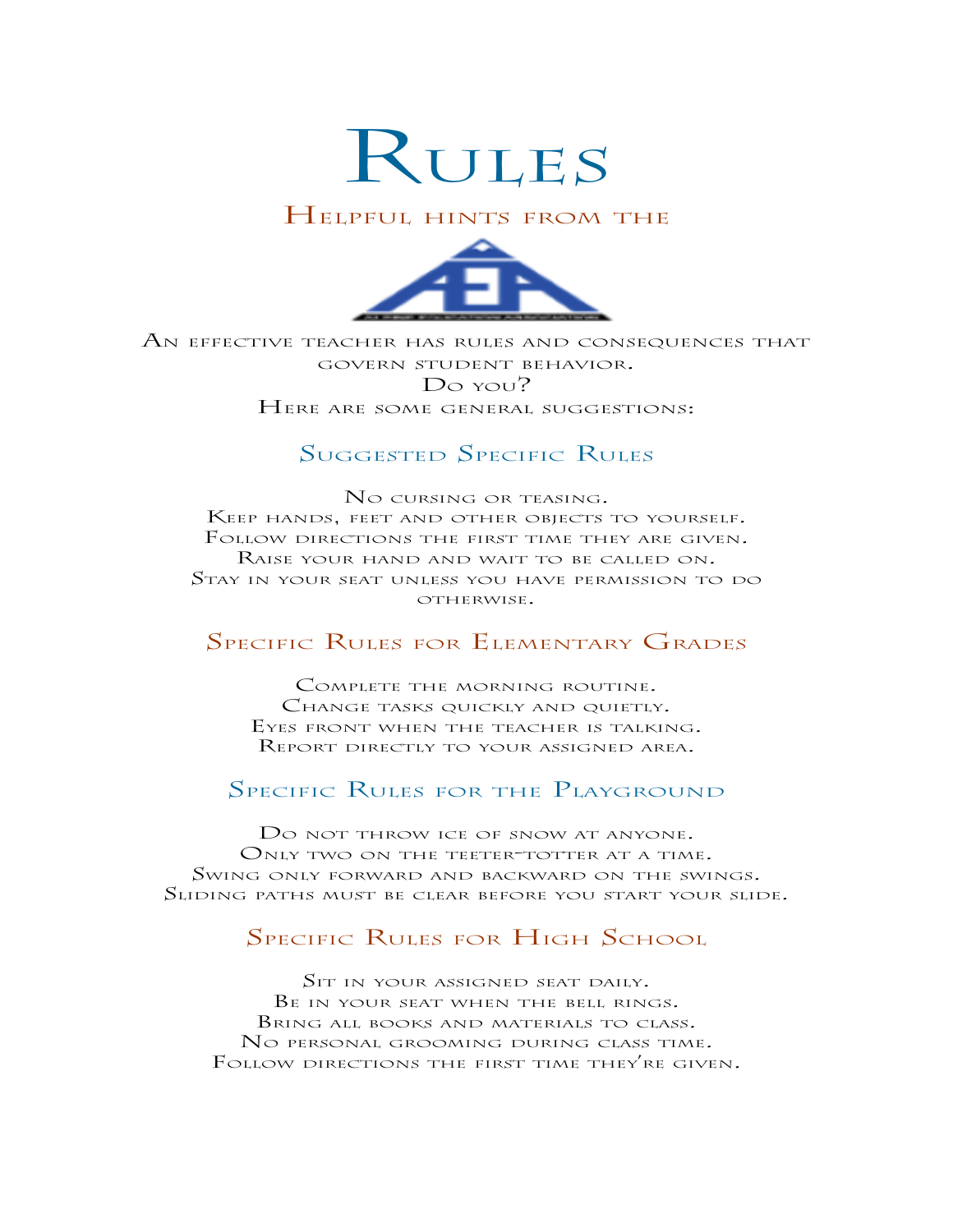# Rules

## Helpful hints from the

An effective teacher has rules and consequences that govern student behavior.
Do you?
Here are some general suggestions:

### Suggested Specific Rules

No cursing or teasing.
Keep hands, feet and other objects to yourself.
Follow directions the first time they are given.
Raise your hand and wait to be called on.
Stay in your seat unless you have permission to do otherwise.

### Specific Rules for Elementary Grades

Complete the morning routine.
Change tasks quickly and quietly.
Eyes front when the teacher is talking.
Report directly to your assigned area.

### Specific Rules for the Playground

Do not throw ice of snow at anyone.
Only two on the teeter-totter at a time.
Swing only forward and backward on the swings.
Sliding paths must be clear before you start your slide.

### Specific Rules for High School

Sit in your assigned seat daily.
Be in your seat when the bell rings.
Bring all books and materials to class.
No personal grooming during class time.
Follow directions the first time they're given.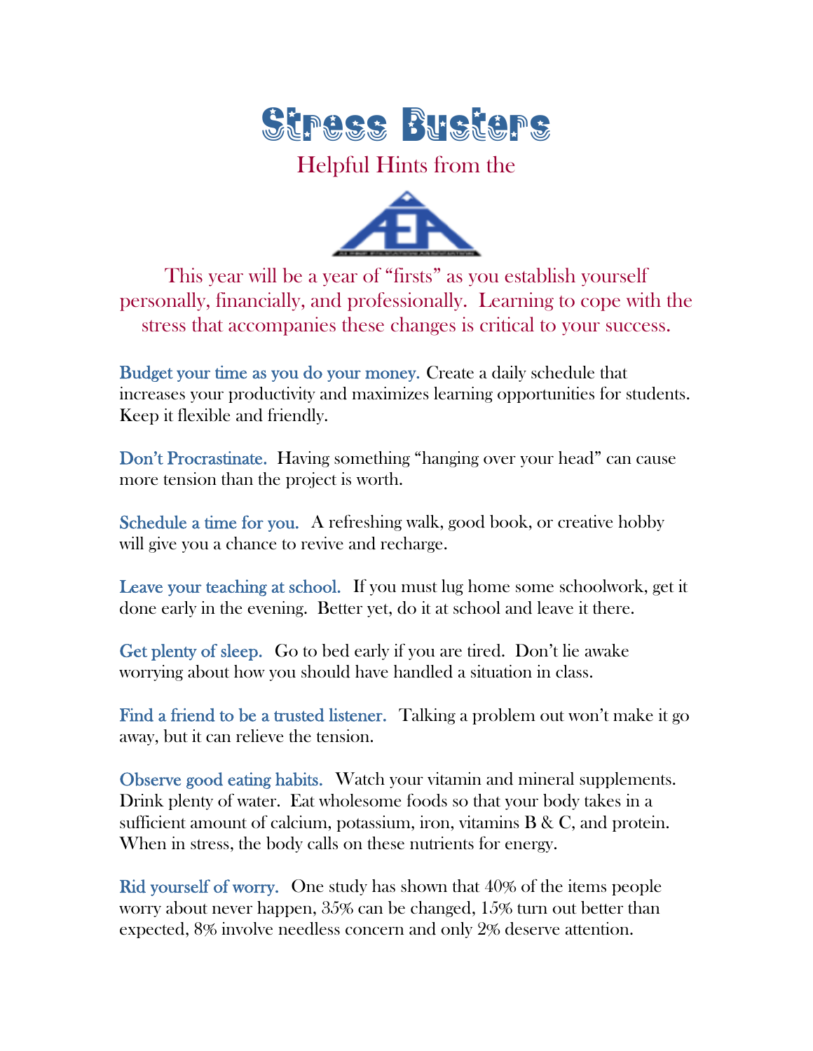# Stress Busters

Helpful Hints from the

This year will be a year of "firsts" as you establish yourself personally, financially, and professionally. Learning to cope with the stress that accompanies these changes is critical to your success.

**Budget your time as you do your money.** Create a daily schedule that increases your productivity and maximizes learning opportunities for students. Keep it flexible and friendly.

**Don't Procrastinate.** Having something "hanging over your head" can cause more tension than the project is worth.

**Schedule a time for you.** A refreshing walk, good book, or creative hobby will give you a chance to revive and recharge.

**Leave your teaching at school.** If you must lug home some schoolwork, get it done early in the evening. Better yet, do it at school and leave it there.

**Get plenty of sleep.** Go to bed early if you are tired. Don't lie awake worrying about how you should have handled a situation in class.

**Find a friend to be a trusted listener.** Talking a problem out won't make it go away, but it can relieve the tension.

**Observe good eating habits.** Watch your vitamin and mineral supplements. Drink plenty of water. Eat wholesome foods so that your body takes in a sufficient amount of calcium, potassium, iron, vitamins B & C, and protein. When in stress, the body calls on these nutrients for energy.

**Rid yourself of worry.** One study has shown that 40% of the items people worry about never happen, 35% can be changed, 15% turn out better than expected, 8% involve needless concern and only 2% deserve attention.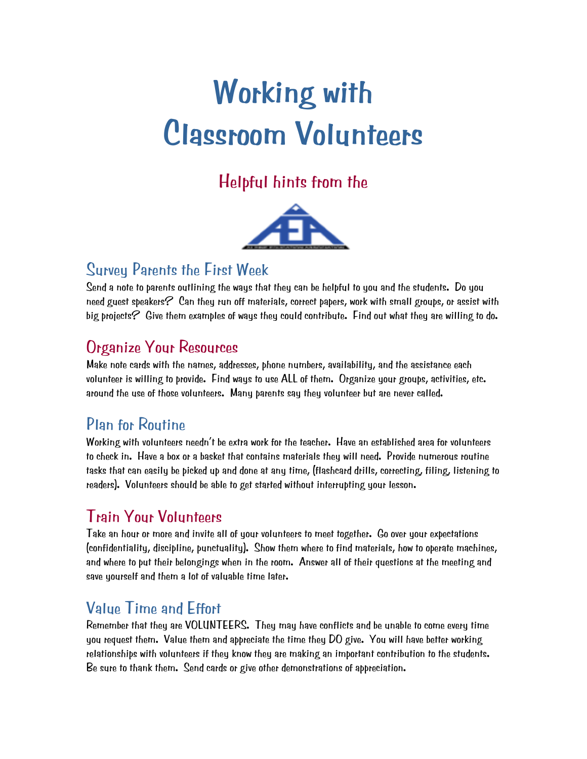# Working with Classroom Volunteers

## Helpful hints from the

### Survey Parents the First Week

Send a note to parents outlining the ways that they can be helpful to you and the students. Do you need guest speakers? Can they run off materials, correct papers, work with small groups, or assist with big projects? Give them examples of ways they could contribute. Find out what they are willing to do.

### Organize Your Resources

Make note cards with the names, addresses, phone numbers, availability, and the assistance each volunteer is willing to provide. Find ways to use ALL of them. Organize your groups, activities, etc. around the use of those volunteers. Many parents say they volunteer but are never called.

### Plan for Routine

Working with volunteers needn't be extra work for the teacher. Have an established area for volunteers to check in. Have a box or a basket that contains materials they will need. Provide numerous routine tasks that can easily be picked up and done at any time, (flashcard drills, correcting, filing, listening to readers). Volunteers should be able to get started without interrupting your lesson.

### Train Your Volunteers

Take an hour or more and invite all of your volunteers to meet together. Go over your expectations (confidentiality, discipline, punctuality). Show them where to find materials, how to operate machines, and where to put their belongings when in the room. Answer all of their questions at the meeting and save yourself and them a lot of valuable time later.

### Value Time and Effort

Remember that they are VOLUNTEERS. They may have conflicts and be unable to come every time you request them. Value them and appreciate the time they DO give. You will have better working relationships with volunteers if they know they are making an important contribution to the students. Be sure to thank them. Send cards or give other demonstrations of appreciation.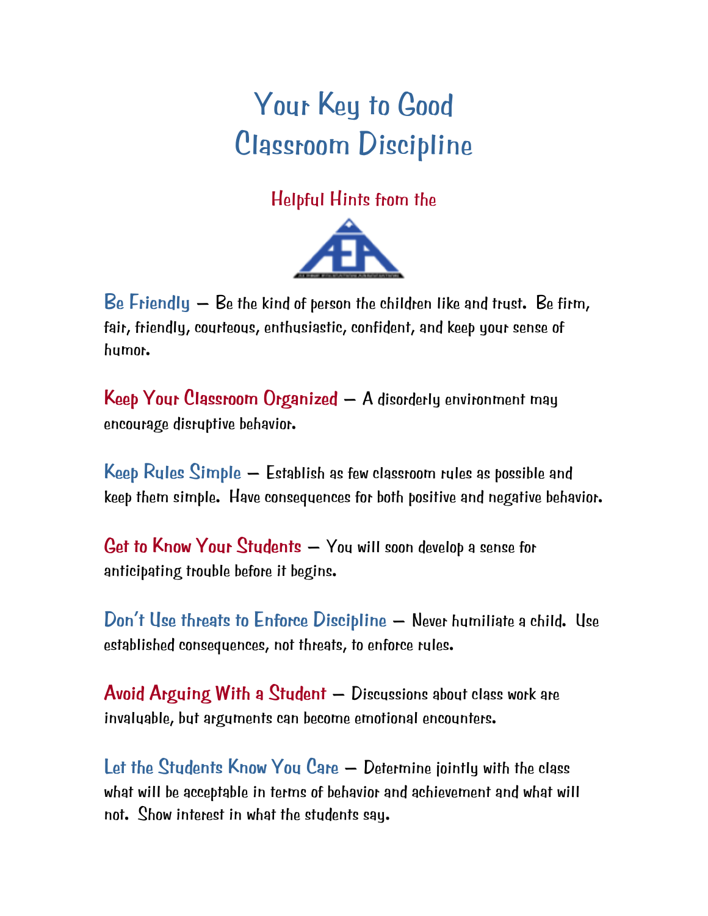# Your Key to Good Classroom Discipline

## Helpful Hints from the

**Be Friendly** – Be the kind of person the children like and trust. Be firm, fair, friendly, courteous, enthusiastic, confident, and keep your sense of humor.

**Keep Your Classroom Organized** – A disorderly environment may encourage disruptive behavior.

**Keep Rules Simple** – Establish as few classroom rules as possible and keep them simple. Have consequences for both positive and negative behavior.

**Get to Know Your Students** – You will soon develop a sense for anticipating trouble before it begins.

**Don't Use threats to Enforce Discipline** – Never humiliate a child. Use established consequences, not threats, to enforce rules.

**Avoid Arguing With a Student** – Discussions about class work are invaluable, but arguments can become emotional encounters.

**Let the Students Know You Care** – Determine jointly with the class what will be acceptable in terms of behavior and achievement and what will not. Show interest in what the students say.